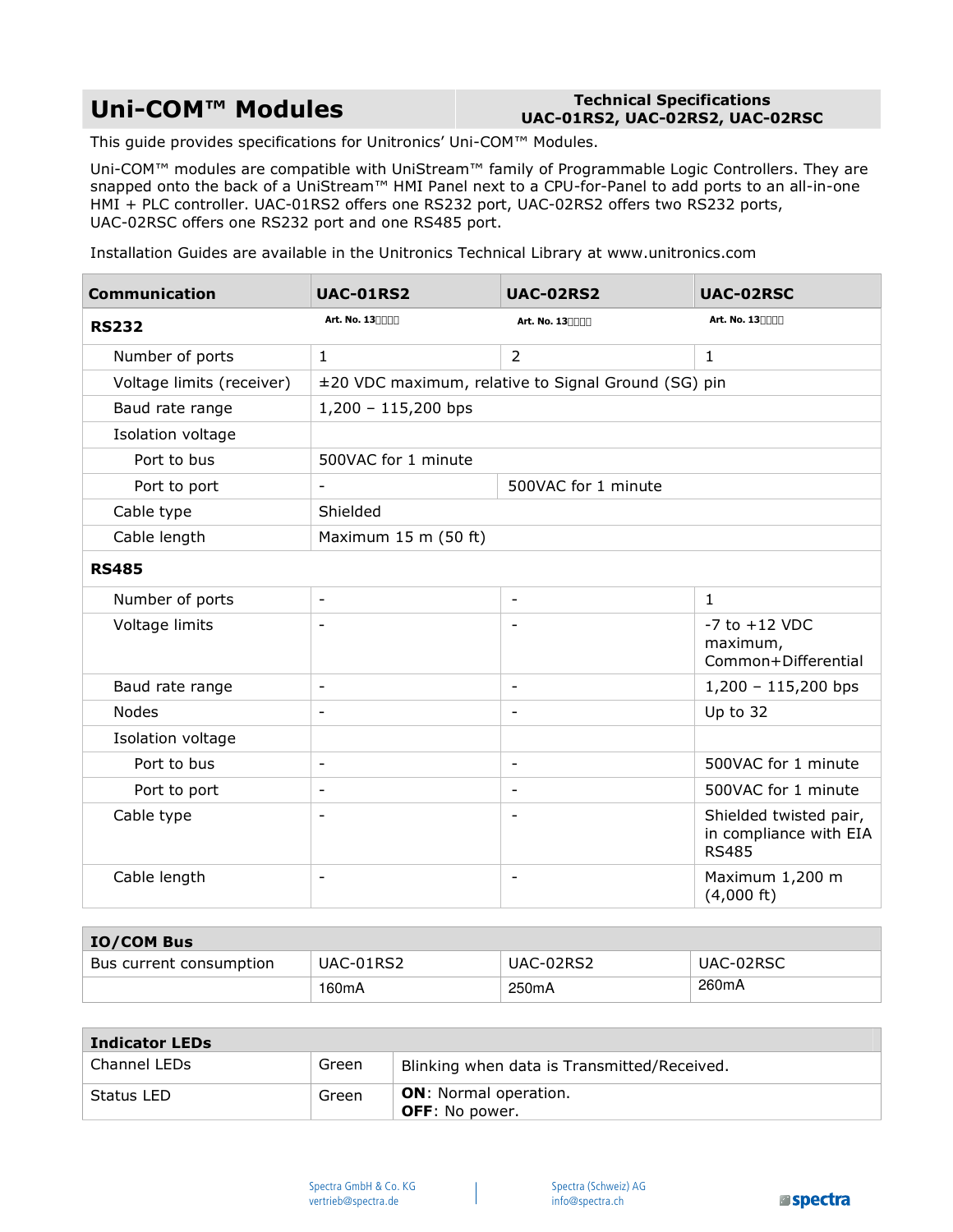# Uni-COM™ Modules

**Technical Specifications**
**UAC-01RS2, UAC-02RS2, UAC-02RSC**

This guide provides specifications for Unitronics' Uni-COM™ Modules.

Uni-COM™ modules are compatible with UniStream™ family of Programmable Logic Controllers. They are snapped onto the back of a UniStream™ HMI Panel next to a CPU-for-Panel to add ports to an all-in-one HMI + PLC controller. UAC-01RS2 offers one RS232 port, UAC-02RS2 offers two RS232 ports, UAC-02RSC offers one RS232 port and one RS485 port.

Installation Guides are available in the Unitronics Technical Library at www.unitronics.com

| Communication | UAC-01RS2 | UAC-02RS2 | UAC-02RSC |
|---|---|---|---|
| **RS232** | Art. No. 13□□□□ | Art. No. 13□□□□ | Art. No. 13□□□□ |
| Number of ports | 1 | 2 | 1 |
| Voltage limits (receiver) | ±20 VDC maximum, relative to Signal Ground (SG) pin | | |
| Baud rate range | 1,200 – 115,200 bps | | |
| Isolation voltage | | | |
| Port to bus | 500VAC for 1 minute | | |
| Port to port | - | 500VAC for 1 minute | |
| Cable type | Shielded | | |
| Cable length | Maximum 15 m (50 ft) | | |
| **RS485** | | | |
| Number of ports | - | - | 1 |
| Voltage limits | - | - | -7 to +12 VDC maximum, Common+Differential |
| Baud rate range | - | - | 1,200 – 115,200 bps |
| Nodes | - | - | Up to 32 |
| Isolation voltage | | | |
| Port to bus | - | - | 500VAC for 1 minute |
| Port to port | - | - | 500VAC for 1 minute |
| Cable type | - | - | Shielded twisted pair, in compliance with EIA RS485 |
| Cable length | - | - | Maximum 1,200 m (4,000 ft) |

| IO/COM Bus | | | |
|---|---|---|---|
| Bus current consumption | UAC-01RS2 | UAC-02RS2 | UAC-02RSC |
| | 160mA | 250mA | 260mA |

| Indicator LEDs | | |
|---|---|---|
| Channel LEDs | Green | Blinking when data is Transmitted/Received. |
| Status LED | Green | **ON**: Normal operation.<br>**OFF**: No power. |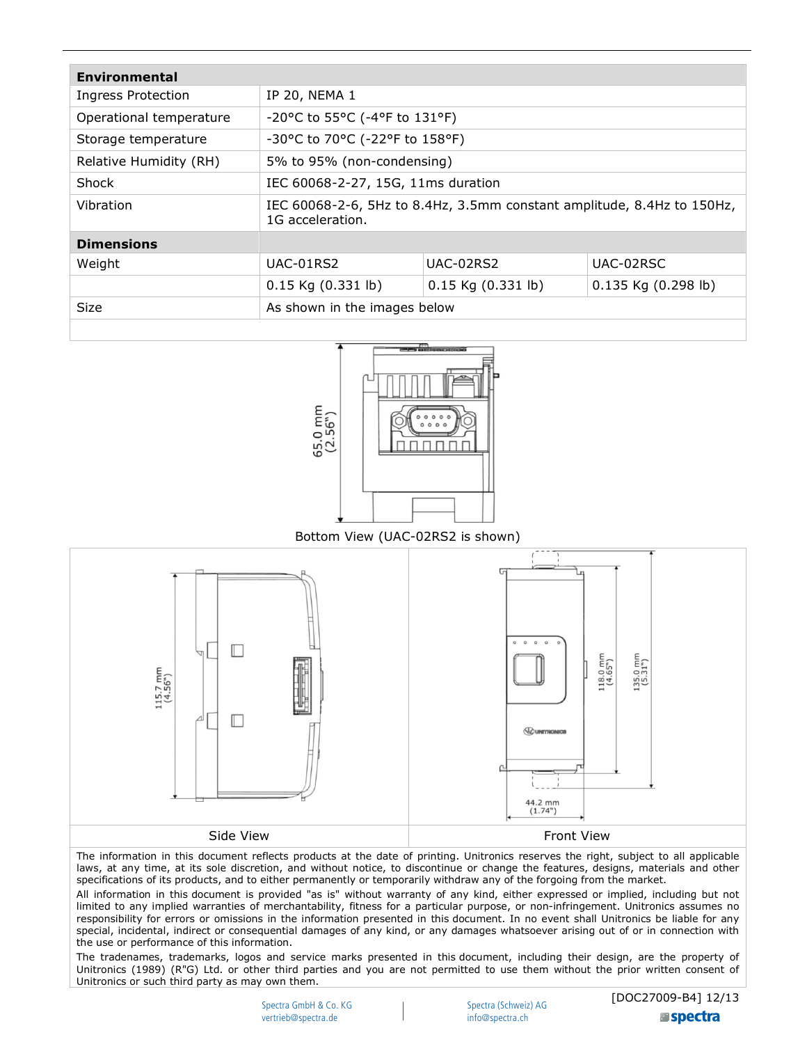| | | | |
|---|---|---|---|
| **Environmental** | | | |
| Ingress Protection | IP 20, NEMA 1 | | |
| Operational temperature | -20°C to 55°C (-4°F to 131°F) | | |
| Storage temperature | -30°C to 70°C (-22°F to 158°F) | | |
| Relative Humidity (RH) | 5% to 95% (non-condensing) | | |
| Shock | IEC 60068-2-27, 15G, 11ms duration | | |
| Vibration | IEC 60068-2-6, 5Hz to 8.4Hz, 3.5mm constant amplitude, 8.4Hz to 150Hz, 1G acceleration. | | |
| **Dimensions** | | | |
| Weight | UAC-01RS2 | UAC-02RS2 | UAC-02RSC |
| | 0.15 Kg (0.331 lb) | 0.15 Kg (0.331 lb) | 0.135 Kg (0.298 lb) |
| Size | As shown in the images below | | |

65.0 mm
(2.56")

Bottom View (UAC-02RS2 is shown)

115.7 mm
(4.56")

Side View

118.0 mm
(4.65")

135.0 mm
(5.31")

44.2 mm
(1.74")

Front View

The information in this document reflects products at the date of printing. Unitronics reserves the right, subject to all applicable laws, at any time, at its sole discretion, and without notice, to discontinue or change the features, designs, materials and other specifications of its products, and to either permanently or temporarily withdraw any of the forgoing from the market.

All information in this document is provided "as is" without warranty of any kind, either expressed or implied, including but not limited to any implied warranties of merchantability, fitness for a particular purpose, or non-infringement. Unitronics assumes no responsibility for errors or omissions in the information presented in this document. In no event shall Unitronics be liable for any special, incidental, indirect or consequential damages of any kind, or any damages whatsoever arising out of or in connection with the use or performance of this information.

The tradenames, trademarks, logos and service marks presented in this document, including their design, are the property of Unitronics (1989) (R"G) Ltd. or other third parties and you are not permitted to use them without the prior written consent of Unitronics or such third party as may own them.

[DOC27009-B4] 12/13

Spectra GmbH & Co. KG
vertrieb@spectra.de

Spectra (Schweiz) AG
info@spectra.ch